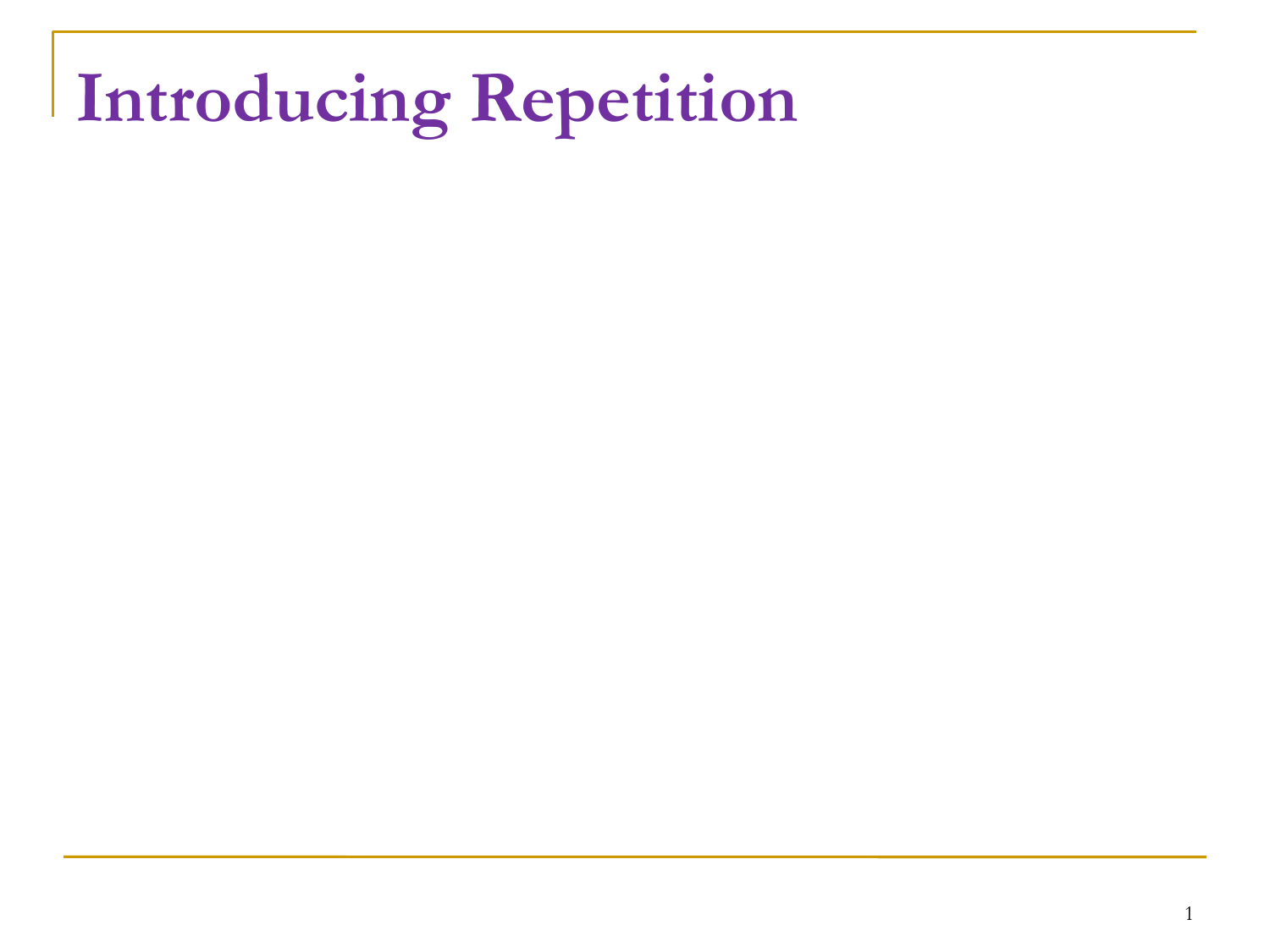# Introducing Repetition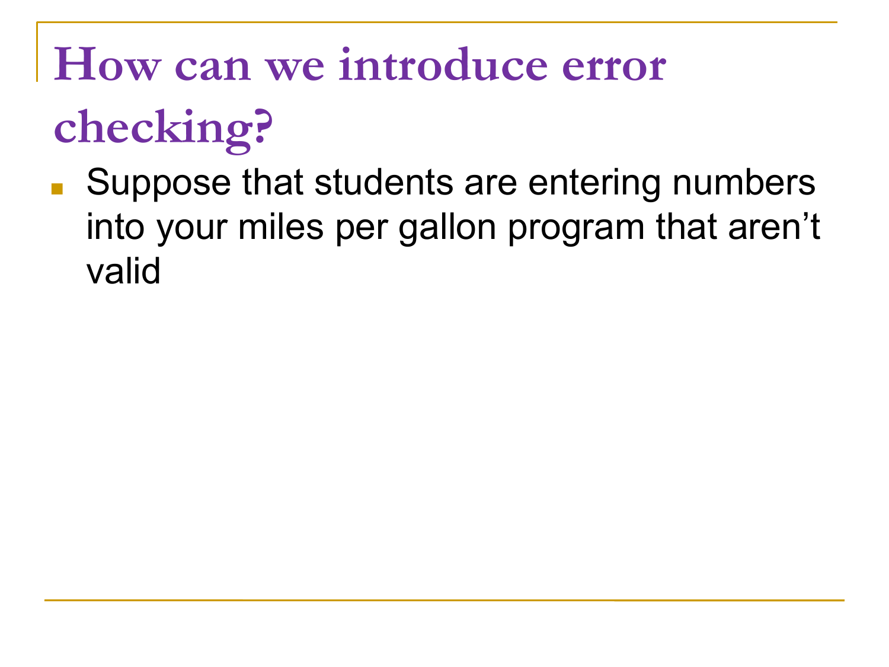# How can we introduce error checking?

- Suppose that students are entering numbers into your miles per gallon program that aren’t valid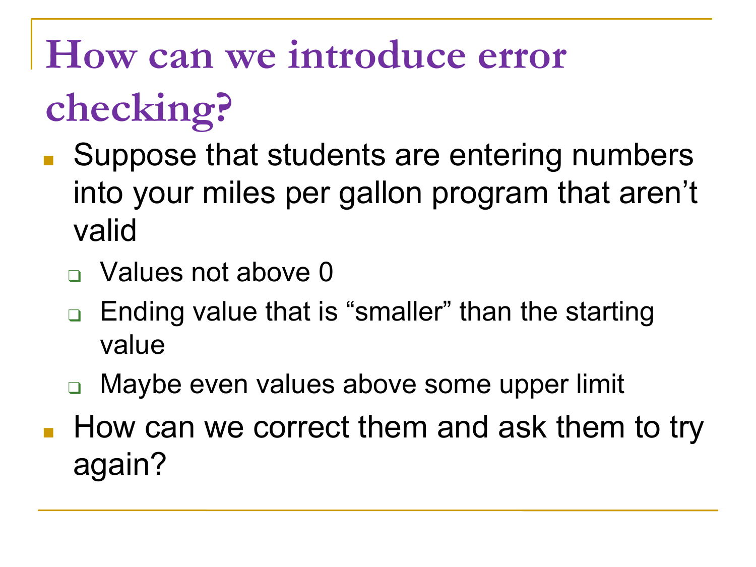# How can we introduce error checking?

- Suppose that students are entering numbers into your miles per gallon program that aren't valid
  - Values not above 0
  - Ending value that is "smaller" than the starting value
  - Maybe even values above some upper limit
- How can we correct them and ask them to try again?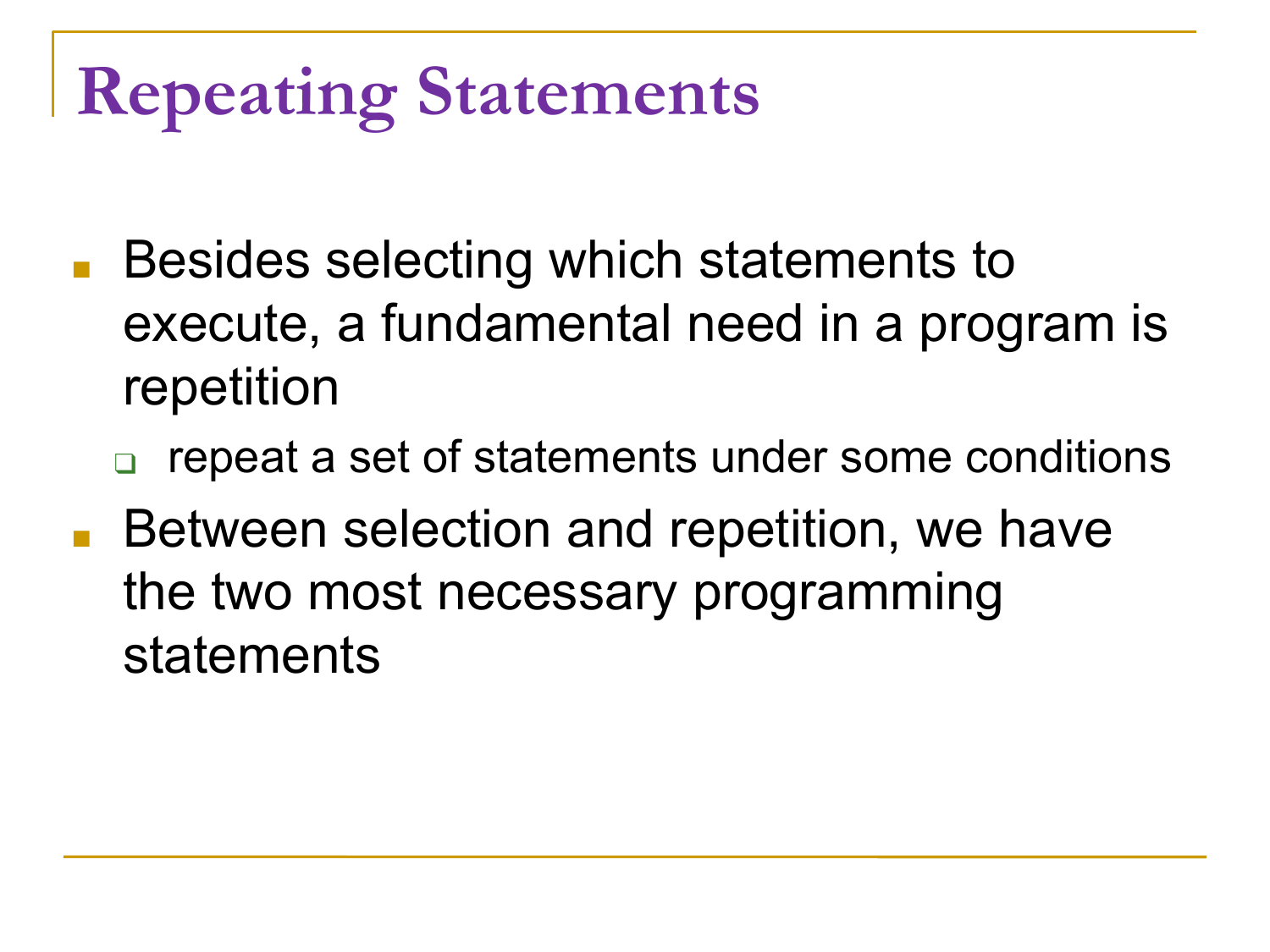# Repeating Statements

- Besides selecting which statements to execute, a fundamental need in a program is repetition
  - repeat a set of statements under some conditions
- Between selection and repetition, we have the two most necessary programming statements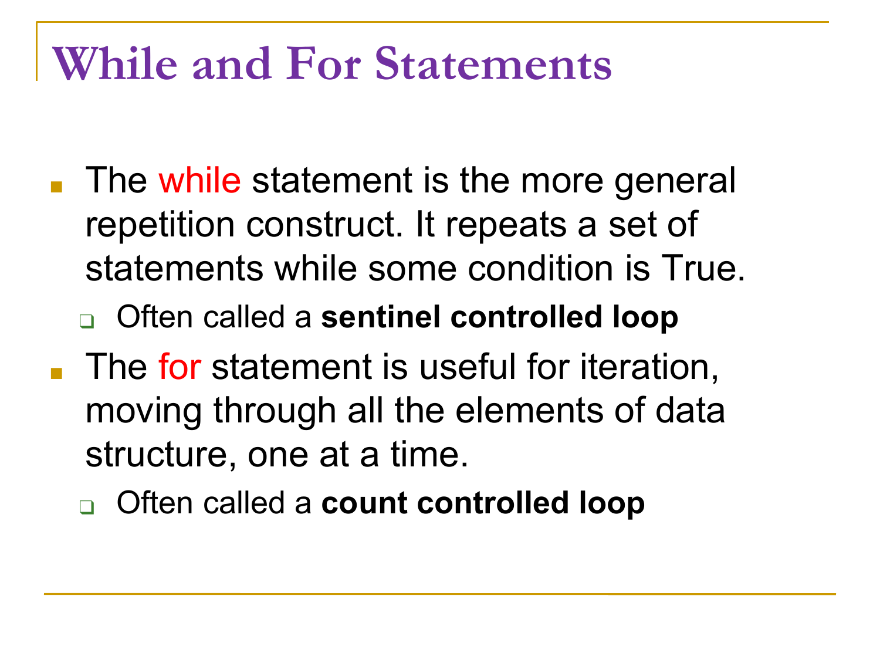# While and For Statements

- The while statement is the more general repetition construct. It repeats a set of statements while some condition is True.
  - Often called a **sentinel controlled loop**
- The for statement is useful for iteration, moving through all the elements of data structure, one at a time.
  - Often called a **count controlled loop**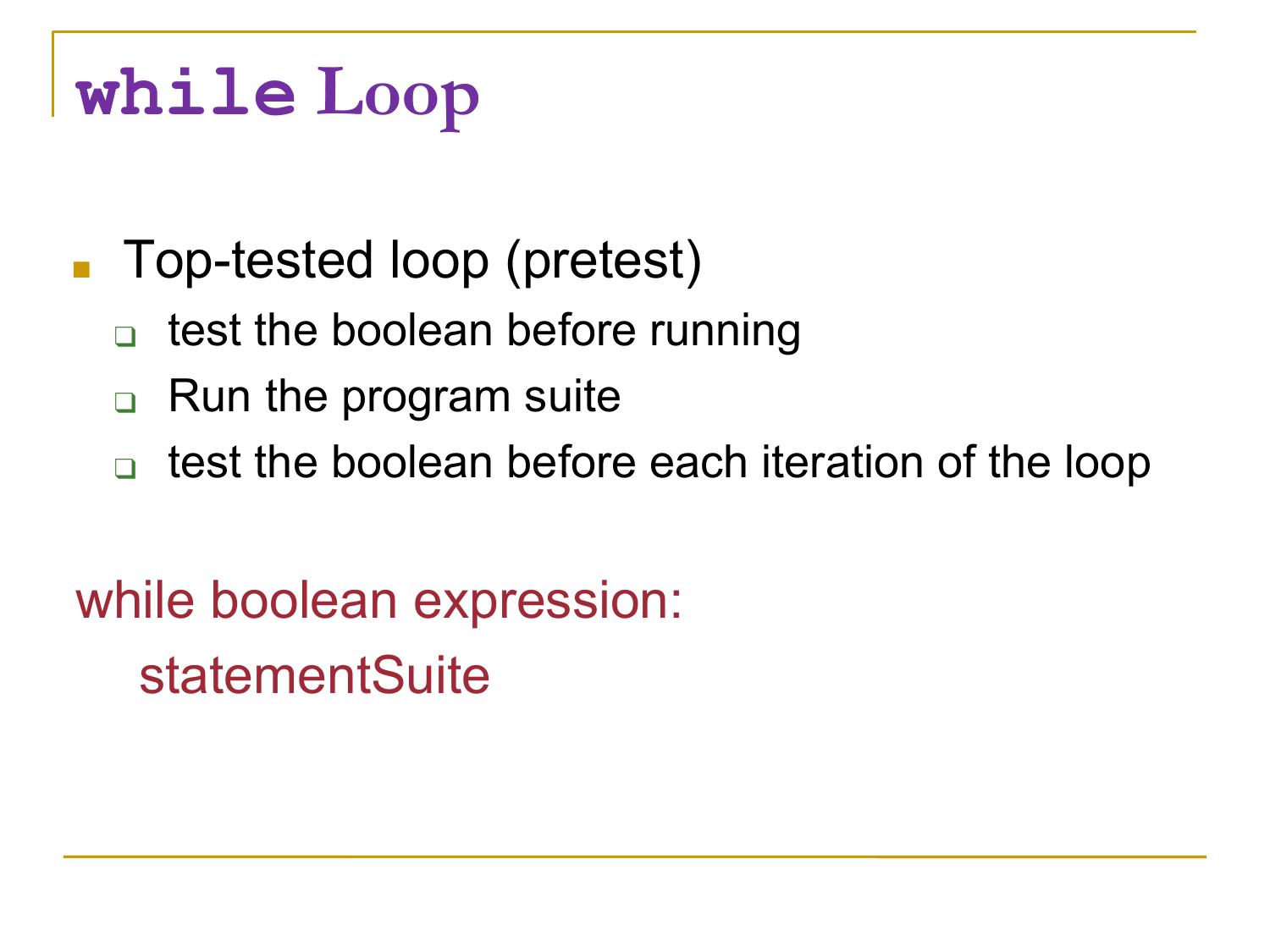# `while` Loop

- Top-tested loop (pretest)
  - test the boolean before running
  - Run the program suite
  - test the boolean before each iteration of the loop

```
while boolean expression:
    statementSuite
```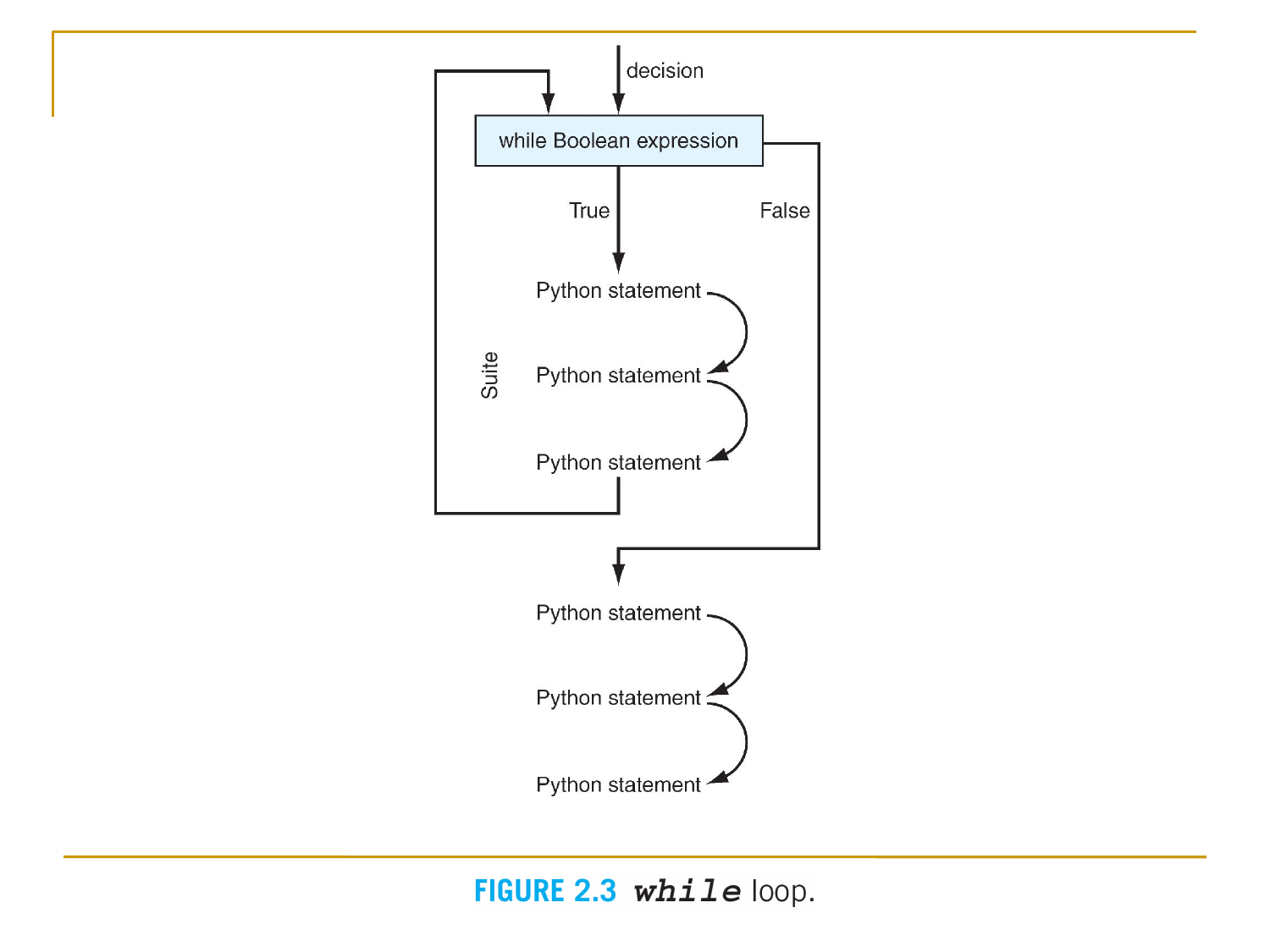**FIGURE 2.3** ***while*** loop.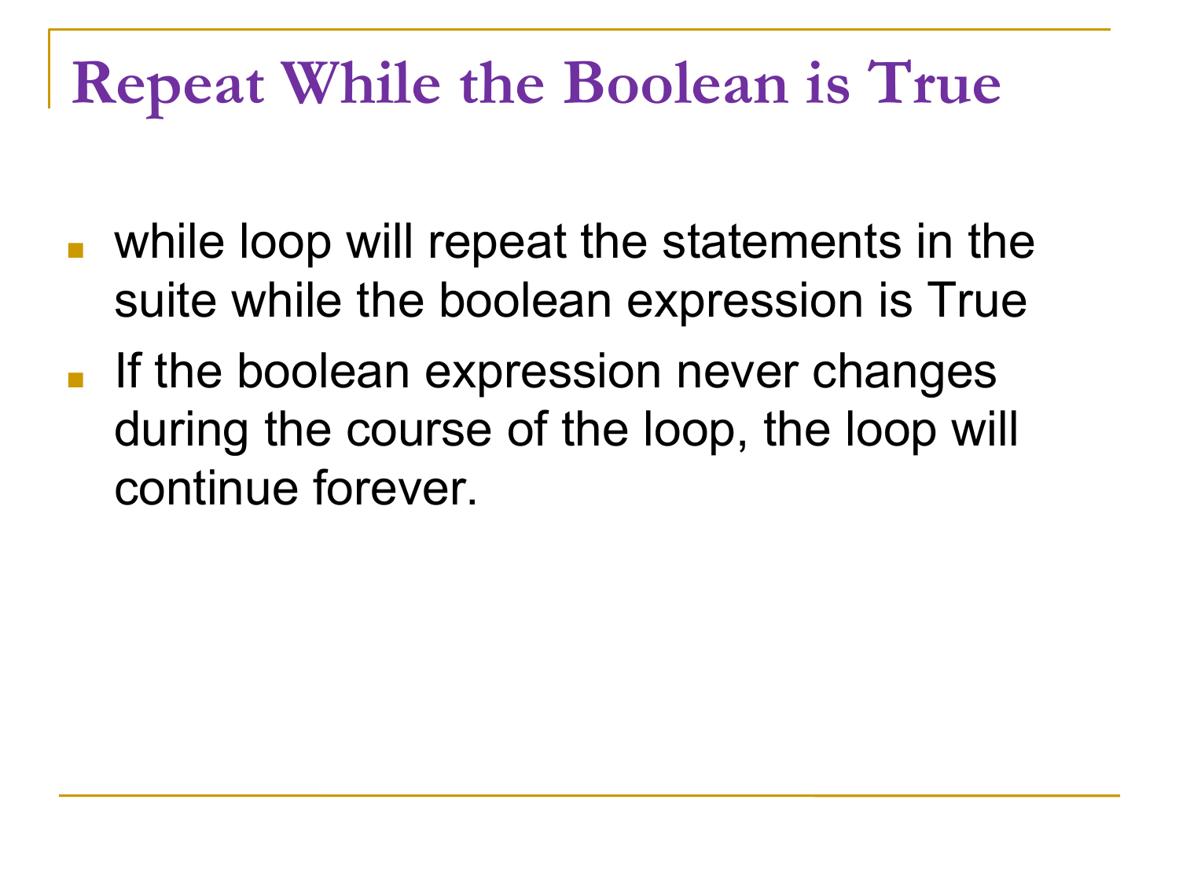# Repeat While the Boolean is True

- while loop will repeat the statements in the suite while the boolean expression is True
- If the boolean expression never changes during the course of the loop, the loop will continue forever.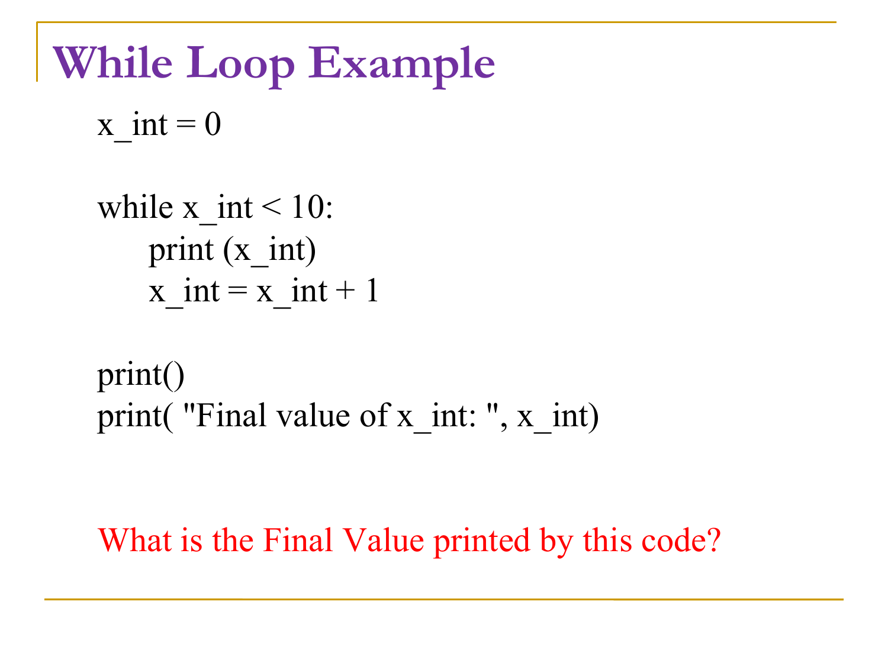# While Loop Example

```
x_int = 0

while x_int < 10:
    print (x_int)
    x_int = x_int + 1

print()
print( "Final value of x_int: ", x_int)
```

What is the Final Value printed by this code?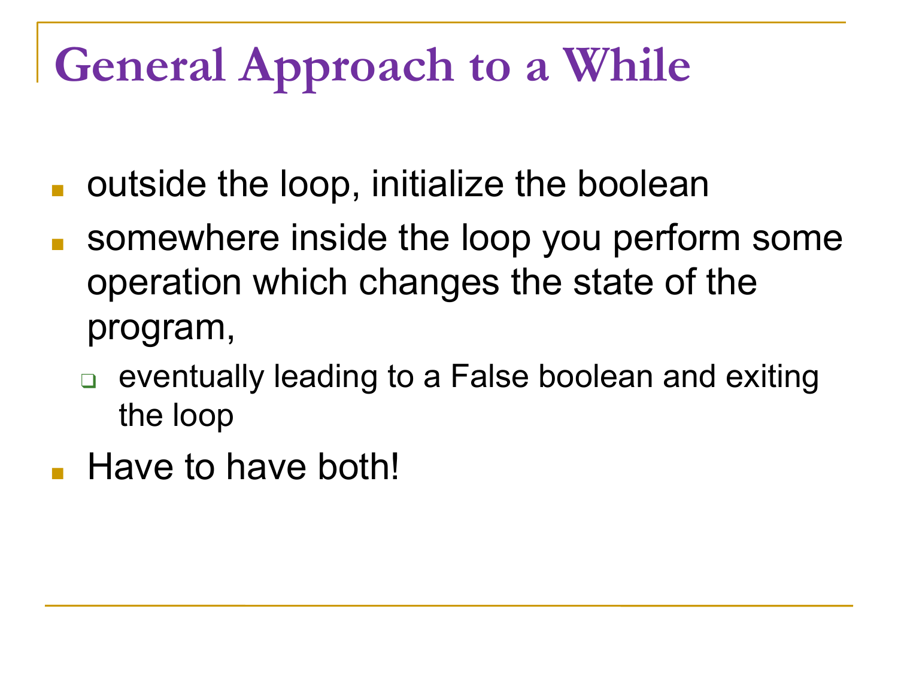# General Approach to a While

- outside the loop, initialize the boolean
- somewhere inside the loop you perform some operation which changes the state of the program,
  - eventually leading to a False boolean and exiting the loop
- Have to have both!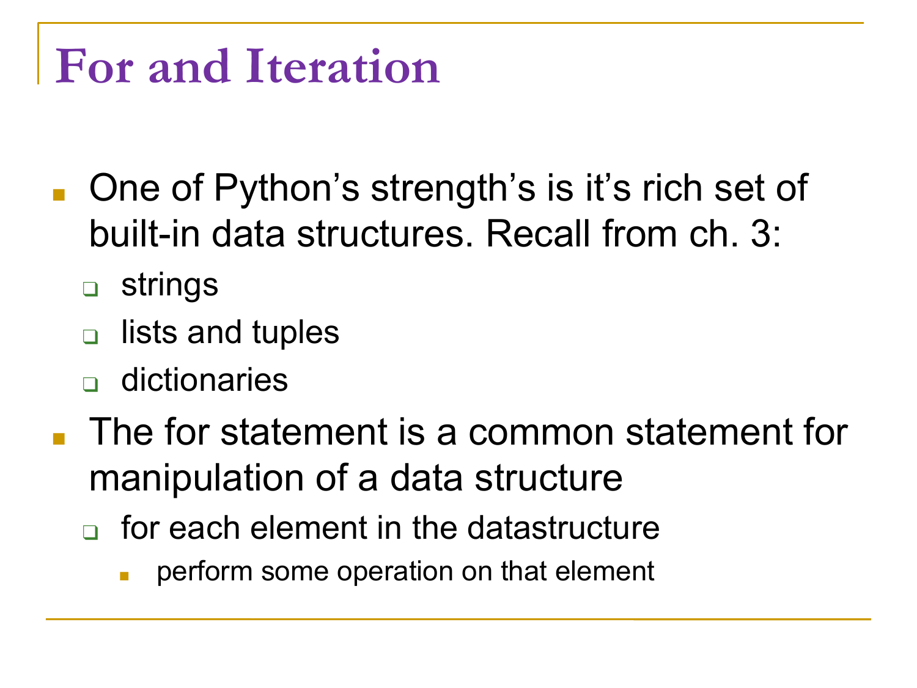# For and Iteration

- One of Python’s strength’s is it’s rich set of built-in data structures. Recall from ch. 3:
  - strings
  - lists and tuples
  - dictionaries
- The for statement is a common statement for manipulation of a data structure
  - for each element in the datastructure
    - perform some operation on that element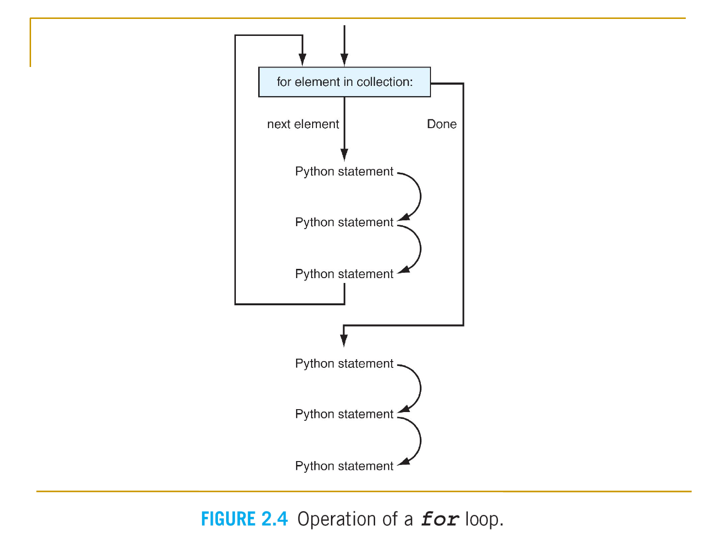for element in collection:

next element

Done

Python statement

Python statement

Python statement

Python statement

Python statement

Python statement

**FIGURE 2.4** Operation of a ***for*** loop.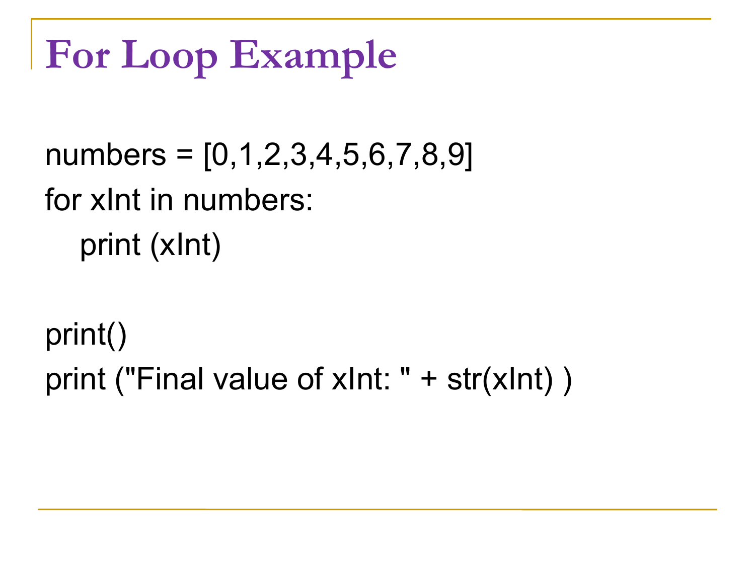# For Loop Example

```
numbers = [0,1,2,3,4,5,6,7,8,9]
for xInt in numbers:
   print (xInt)

print()
print ("Final value of xInt: " + str(xInt) )
```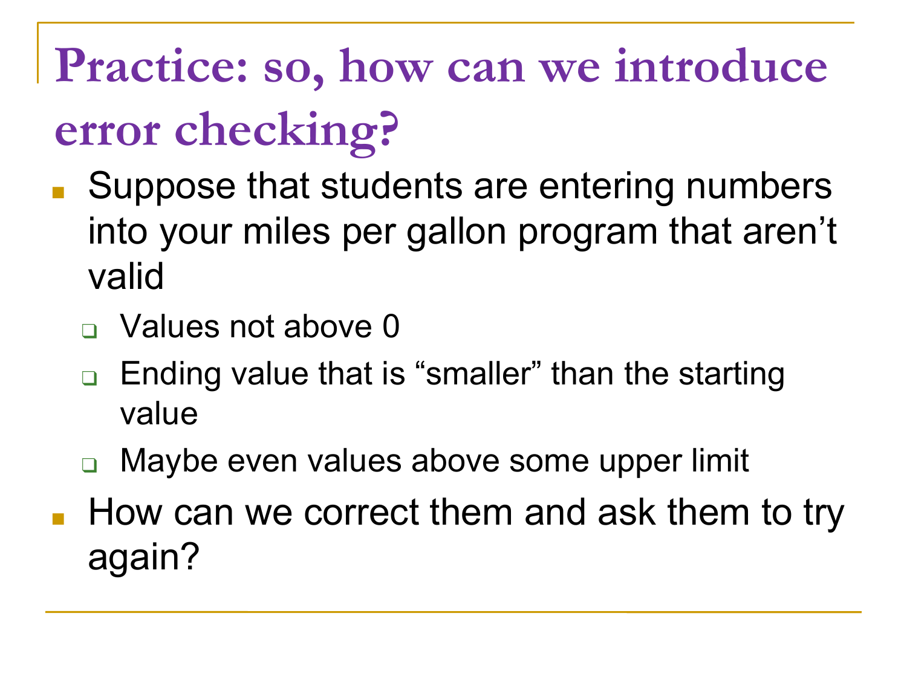# Practice: so, how can we introduce error checking?

- Suppose that students are entering numbers into your miles per gallon program that aren't valid
  - Values not above 0
  - Ending value that is "smaller" than the starting value
  - Maybe even values above some upper limit
- How can we correct them and ask them to try again?